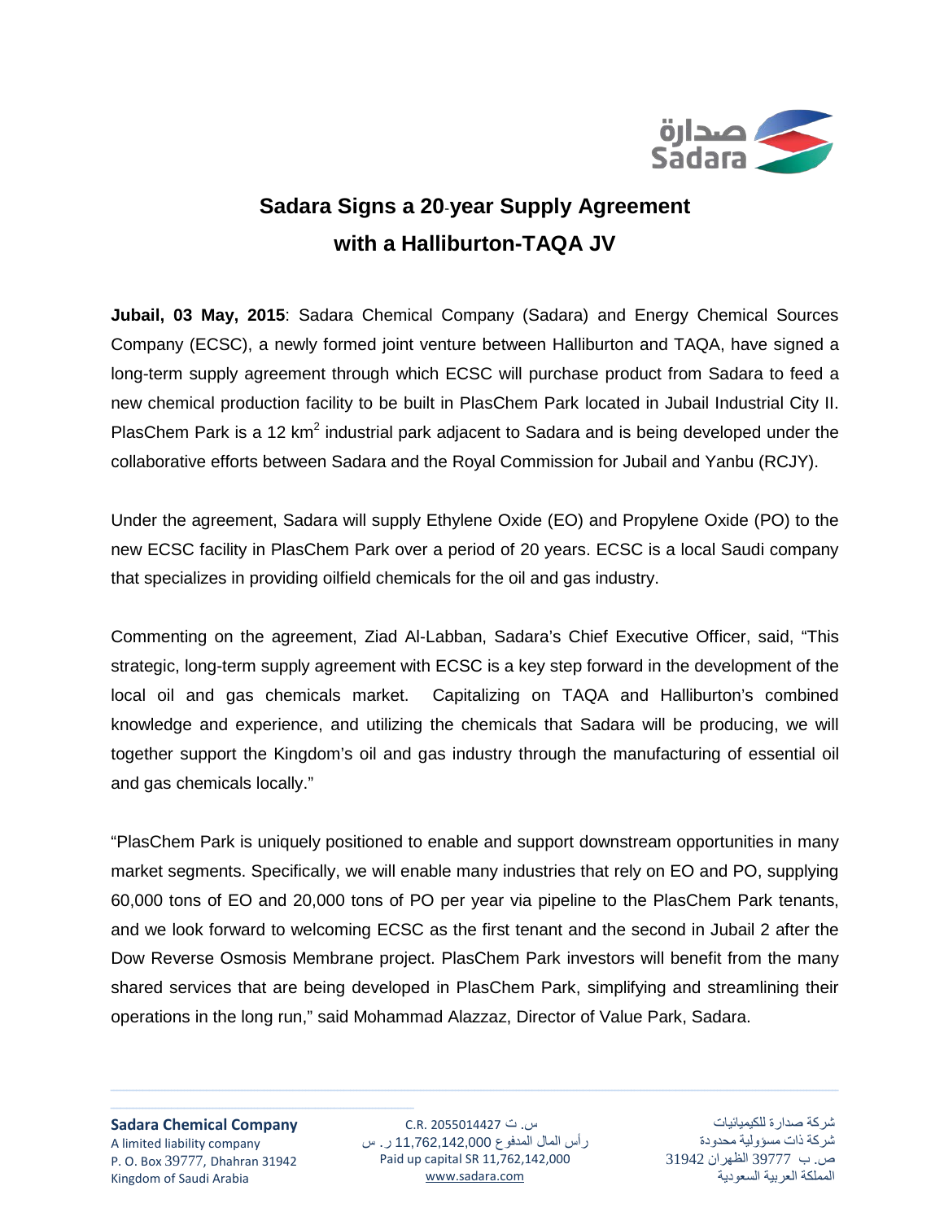# Sadara Signs a 20-year Supply Agreement with a Halliburton-TAQA JV

**Jubail, 03 May, 2015**: Sadara Chemical Company (Sadara) and Energy Chemical Sources Company (ECSC), a newly formed joint venture between Halliburton and TAQA, have signed a long-term supply agreement through which ECSC will purchase product from Sadara to feed a new chemical production facility to be built in PlasChem Park located in Jubail Industrial City II. PlasChem Park is a 12 $km^2$ industrial park adjacent to Sadara and is being developed under the collaborative efforts between Sadara and the Royal Commission for Jubail and Yanbu (RCJY).

Under the agreement, Sadara will supply Ethylene Oxide (EO) and Propylene Oxide (PO) to the new ECSC facility in PlasChem Park over a period of 20 years. ECSC is a local Saudi company that specializes in providing oilfield chemicals for the oil and gas industry.

Commenting on the agreement, Ziad Al-Labban, Sadara's Chief Executive Officer, said, "This strategic, long-term supply agreement with ECSC is a key step forward in the development of the local oil and gas chemicals market. Capitalizing on TAQA and Halliburton's combined knowledge and experience, and utilizing the chemicals that Sadara will be producing, we will together support the Kingdom's oil and gas industry through the manufacturing of essential oil and gas chemicals locally."

"PlasChem Park is uniquely positioned to enable and support downstream opportunities in many market segments. Specifically, we will enable many industries that rely on EO and PO, supplying 60,000 tons of EO and 20,000 tons of PO per year via pipeline to the PlasChem Park tenants, and we look forward to welcoming ECSC as the first tenant and the second in Jubail 2 after the Dow Reverse Osmosis Membrane project. PlasChem Park investors will benefit from the many shared services that are being developed in PlasChem Park, simplifying and streamlining their operations in the long run," said Mohammad Alazzaz, Director of Value Park, Sadara.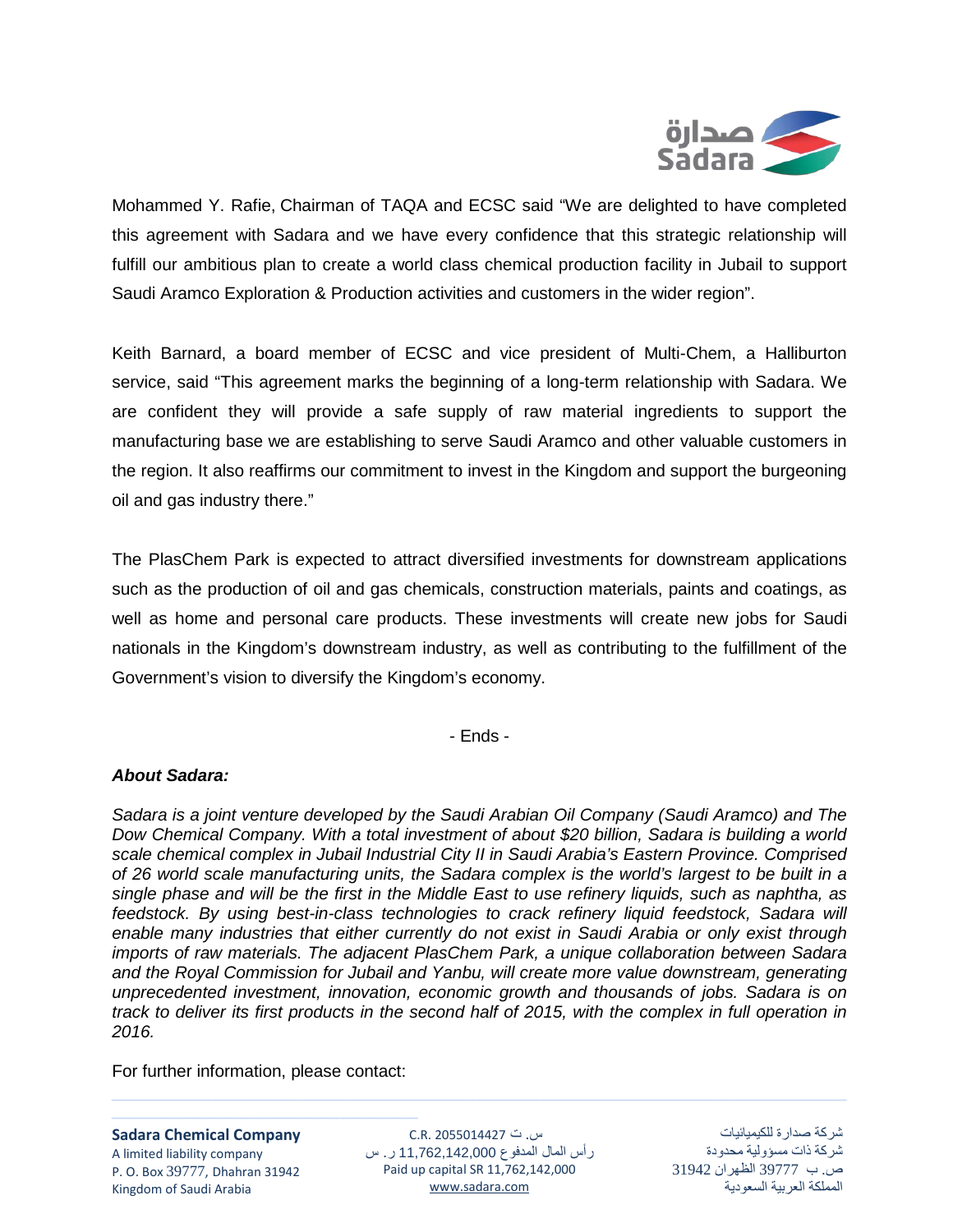Mohammed Y. Rafie, Chairman of TAQA and ECSC said "We are delighted to have completed this agreement with Sadara and we have every confidence that this strategic relationship will fulfill our ambitious plan to create a world class chemical production facility in Jubail to support Saudi Aramco Exploration & Production activities and customers in the wider region".

Keith Barnard, a board member of ECSC and vice president of Multi-Chem, a Halliburton service, said "This agreement marks the beginning of a long-term relationship with Sadara. We are confident they will provide a safe supply of raw material ingredients to support the manufacturing base we are establishing to serve Saudi Aramco and other valuable customers in the region. It also reaffirms our commitment to invest in the Kingdom and support the burgeoning oil and gas industry there."

The PlasChem Park is expected to attract diversified investments for downstream applications such as the production of oil and gas chemicals, construction materials, paints and coatings, as well as home and personal care products. These investments will create new jobs for Saudi nationals in the Kingdom's downstream industry, as well as contributing to the fulfillment of the Government's vision to diversify the Kingdom's economy.

- Ends -

***About Sadara:***

*Sadara is a joint venture developed by the Saudi Arabian Oil Company (Saudi Aramco) and The Dow Chemical Company. With a total investment of about $20 billion, Sadara is building a world scale chemical complex in Jubail Industrial City II in Saudi Arabia's Eastern Province. Comprised of 26 world scale manufacturing units, the Sadara complex is the world's largest to be built in a single phase and will be the first in the Middle East to use refinery liquids, such as naphtha, as feedstock. By using best-in-class technologies to crack refinery liquid feedstock, Sadara will enable many industries that either currently do not exist in Saudi Arabia or only exist through imports of raw materials. The adjacent PlasChem Park, a unique collaboration between Sadara and the Royal Commission for Jubail and Yanbu, will create more value downstream, generating unprecedented investment, innovation, economic growth and thousands of jobs. Sadara is on track to deliver its first products in the second half of 2015, with the complex in full operation in 2016.*

For further information, please contact: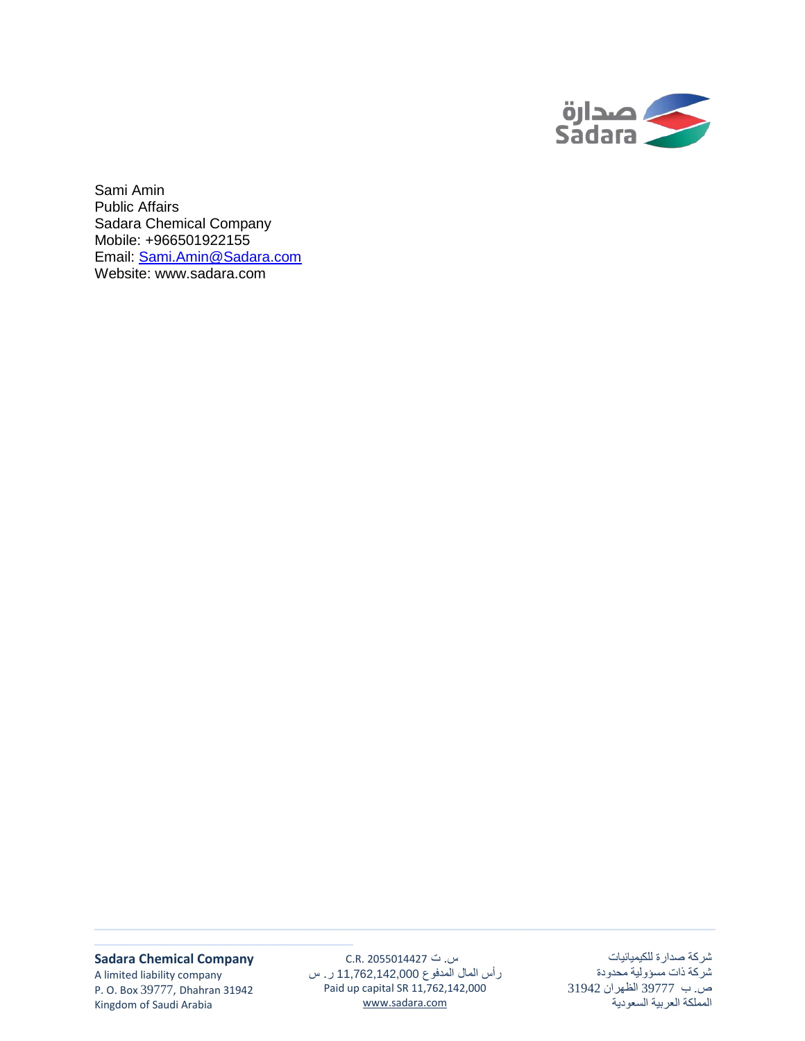Sami Amin
Public Affairs
Sadara Chemical Company
Mobile: +966501922155
Email: Sami.Amin@Sadara.com
Website: www.sadara.com